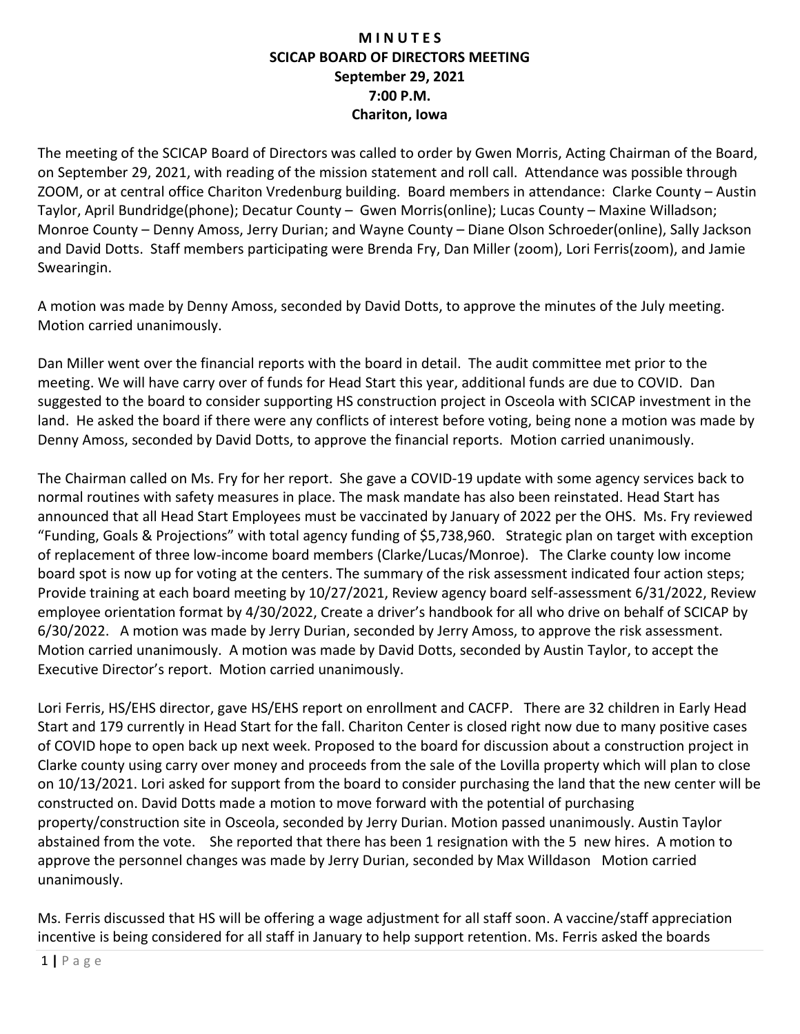**M I N U T E S**
**SCICAP BOARD OF DIRECTORS MEETING**
**September 29, 2021**
**7:00 P.M.**
**Chariton, Iowa**

The meeting of the SCICAP Board of Directors was called to order by Gwen Morris, Acting Chairman of the Board, on September 29, 2021, with reading of the mission statement and roll call. Attendance was possible through ZOOM, or at central office Chariton Vredenburg building. Board members in attendance: Clarke County – Austin Taylor, April Bundridge(phone); Decatur County – Gwen Morris(online); Lucas County – Maxine Willadson; Monroe County – Denny Amoss, Jerry Durian; and Wayne County – Diane Olson Schroeder(online), Sally Jackson and David Dotts. Staff members participating were Brenda Fry, Dan Miller (zoom), Lori Ferris(zoom), and Jamie Swearingin.

A motion was made by Denny Amoss, seconded by David Dotts, to approve the minutes of the July meeting. Motion carried unanimously.

Dan Miller went over the financial reports with the board in detail. The audit committee met prior to the meeting. We will have carry over of funds for Head Start this year, additional funds are due to COVID. Dan suggested to the board to consider supporting HS construction project in Osceola with SCICAP investment in the land. He asked the board if there were any conflicts of interest before voting, being none a motion was made by Denny Amoss, seconded by David Dotts, to approve the financial reports. Motion carried unanimously.

The Chairman called on Ms. Fry for her report. She gave a COVID-19 update with some agency services back to normal routines with safety measures in place. The mask mandate has also been reinstated. Head Start has announced that all Head Start Employees must be vaccinated by January of 2022 per the OHS. Ms. Fry reviewed "Funding, Goals & Projections" with total agency funding of $5,738,960. Strategic plan on target with exception of replacement of three low-income board members (Clarke/Lucas/Monroe). The Clarke county low income board spot is now up for voting at the centers. The summary of the risk assessment indicated four action steps; Provide training at each board meeting by 10/27/2021, Review agency board self-assessment 6/31/2022, Review employee orientation format by 4/30/2022, Create a driver's handbook for all who drive on behalf of SCICAP by 6/30/2022. A motion was made by Jerry Durian, seconded by Jerry Amoss, to approve the risk assessment. Motion carried unanimously. A motion was made by David Dotts, seconded by Austin Taylor, to accept the Executive Director's report. Motion carried unanimously.

Lori Ferris, HS/EHS director, gave HS/EHS report on enrollment and CACFP. There are 32 children in Early Head Start and 179 currently in Head Start for the fall. Chariton Center is closed right now due to many positive cases of COVID hope to open back up next week. Proposed to the board for discussion about a construction project in Clarke county using carry over money and proceeds from the sale of the Lovilla property which will plan to close on 10/13/2021. Lori asked for support from the board to consider purchasing the land that the new center will be constructed on. David Dotts made a motion to move forward with the potential of purchasing property/construction site in Osceola, seconded by Jerry Durian. Motion passed unanimously. Austin Taylor abstained from the vote. She reported that there has been 1 resignation with the 5 new hires. A motion to approve the personnel changes was made by Jerry Durian, seconded by Max Willdason Motion carried unanimously.

Ms. Ferris discussed that HS will be offering a wage adjustment for all staff soon. A vaccine/staff appreciation incentive is being considered for all staff in January to help support retention. Ms. Ferris asked the boards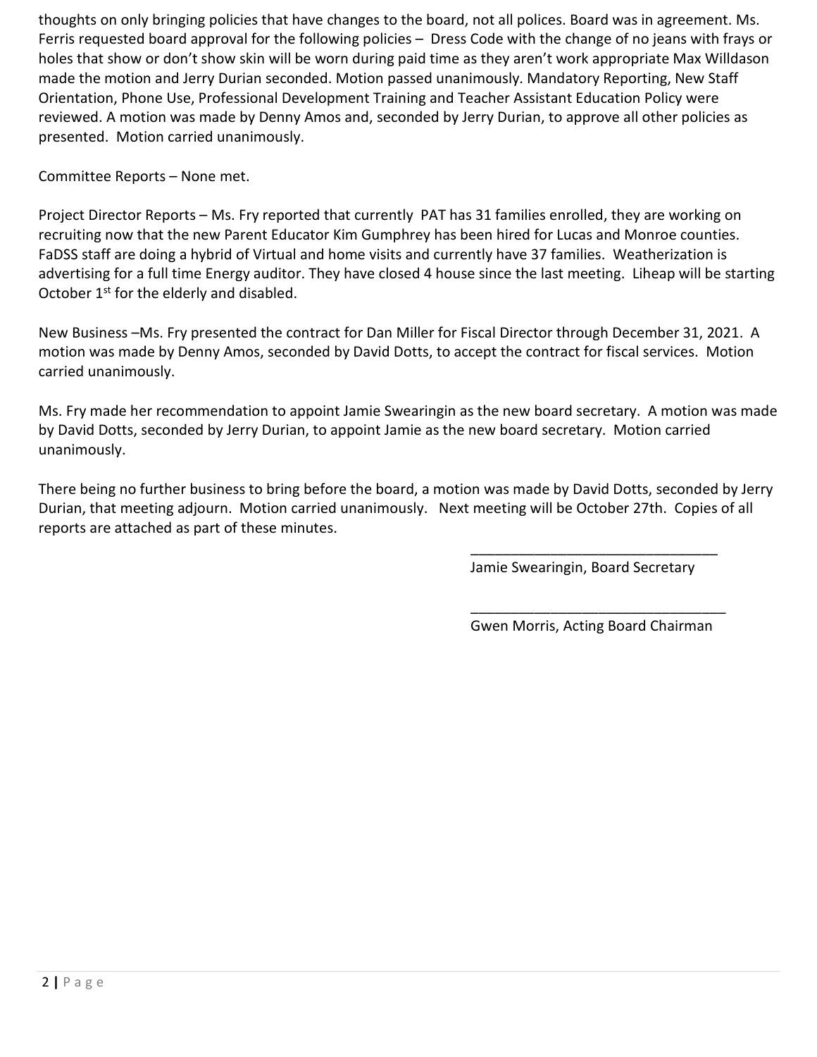thoughts on only bringing policies that have changes to the board, not all polices. Board was in agreement. Ms. Ferris requested board approval for the following policies – Dress Code with the change of no jeans with frays or holes that show or don't show skin will be worn during paid time as they aren't work appropriate Max Willdason made the motion and Jerry Durian seconded. Motion passed unanimously. Mandatory Reporting, New Staff Orientation, Phone Use, Professional Development Training and Teacher Assistant Education Policy were reviewed. A motion was made by Denny Amos and, seconded by Jerry Durian, to approve all other policies as presented. Motion carried unanimously.

Committee Reports – None met.

Project Director Reports – Ms. Fry reported that currently PAT has 31 families enrolled, they are working on recruiting now that the new Parent Educator Kim Gumphrey has been hired for Lucas and Monroe counties. FaDSS staff are doing a hybrid of Virtual and home visits and currently have 37 families. Weatherization is advertising for a full time Energy auditor. They have closed 4 house since the last meeting. Liheap will be starting October 1st for the elderly and disabled.

New Business –Ms. Fry presented the contract for Dan Miller for Fiscal Director through December 31, 2021. A motion was made by Denny Amos, seconded by David Dotts, to accept the contract for fiscal services. Motion carried unanimously.

Ms. Fry made her recommendation to appoint Jamie Swearingin as the new board secretary. A motion was made by David Dotts, seconded by Jerry Durian, to appoint Jamie as the new board secretary. Motion carried unanimously.

There being no further business to bring before the board, a motion was made by David Dotts, seconded by Jerry Durian, that meeting adjourn. Motion carried unanimously. Next meeting will be October 27th. Copies of all reports are attached as part of these minutes.

\_\_\_\_\_\_\_\_\_\_\_\_\_\_\_\_\_\_\_\_\_\_\_\_\_\_\_\_\_\_\_\_

Jamie Swearingin, Board Secretary

\_\_\_\_\_\_\_\_\_\_\_\_\_\_\_\_\_\_\_\_\_\_\_\_\_\_\_\_\_\_\_\_

Gwen Morris, Acting Board Chairman